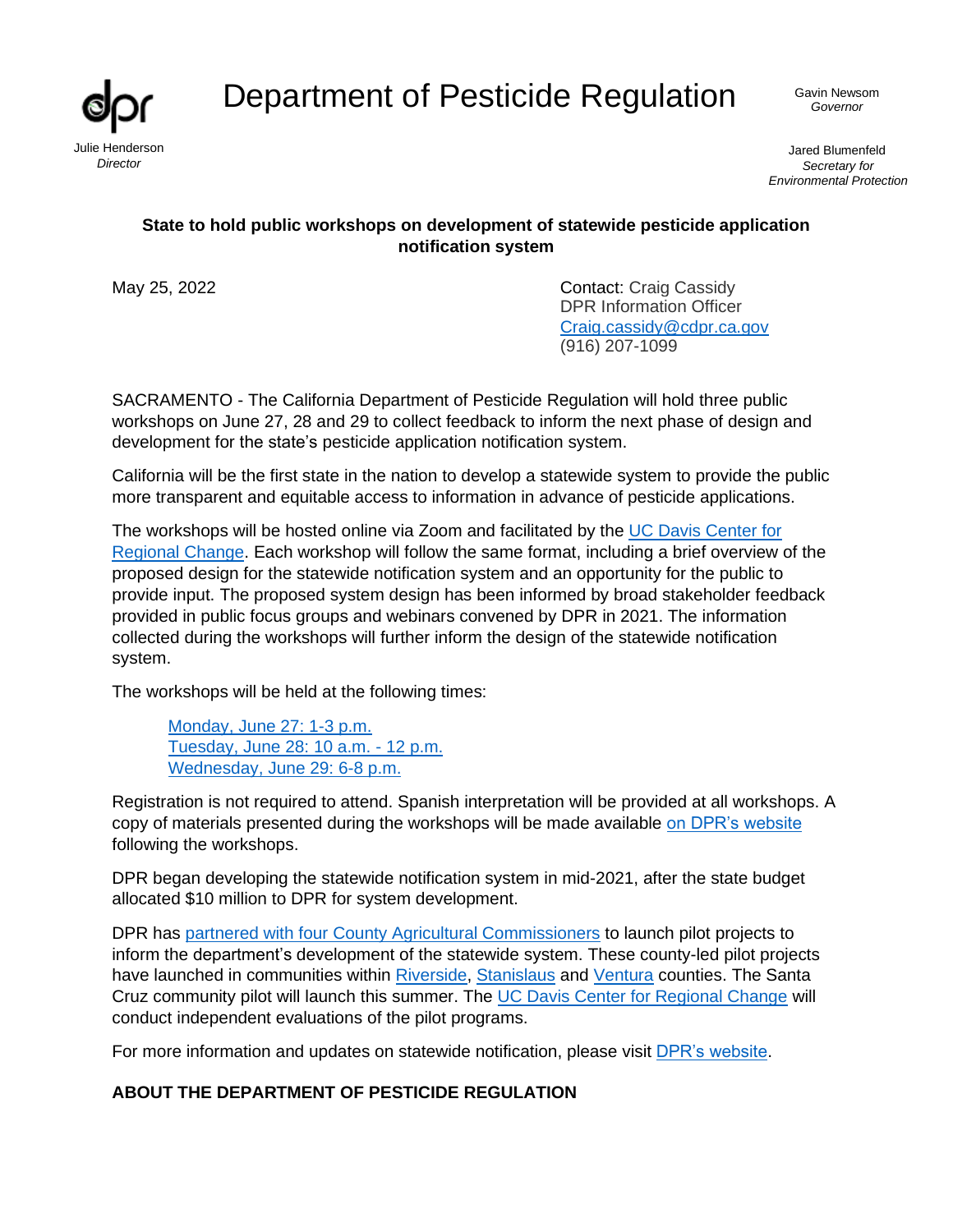dpr

Julie Henderson
*Director*

# Department of Pesticide Regulation

Gavin Newsom
*Governor*

Jared Blumenfeld
*Secretary for Environmental Protection*

**State to hold public workshops on development of statewide pesticide application notification system**

May 25, 2022

Contact: Craig Cassidy
DPR Information Officer
Craig.cassidy@cdpr.ca.gov
(916) 207-1099

SACRAMENTO - The California Department of Pesticide Regulation will hold three public workshops on June 27, 28 and 29 to collect feedback to inform the next phase of design and development for the state's pesticide application notification system.

California will be the first state in the nation to develop a statewide system to provide the public more transparent and equitable access to information in advance of pesticide applications.

The workshops will be hosted online via Zoom and facilitated by the UC Davis Center for Regional Change. Each workshop will follow the same format, including a brief overview of the proposed design for the statewide notification system and an opportunity for the public to provide input. The proposed system design has been informed by broad stakeholder feedback provided in public focus groups and webinars convened by DPR in 2021. The information collected during the workshops will further inform the design of the statewide notification system.

The workshops will be held at the following times:

- Monday, June 27: 1-3 p.m.
- Tuesday, June 28: 10 a.m. - 12 p.m.
- Wednesday, June 29: 6-8 p.m.

Registration is not required to attend. Spanish interpretation will be provided at all workshops. A copy of materials presented during the workshops will be made available on DPR's website following the workshops.

DPR began developing the statewide notification system in mid-2021, after the state budget allocated $10 million to DPR for system development.

DPR has partnered with four County Agricultural Commissioners to launch pilot projects to inform the department's development of the statewide system. These county-led pilot projects have launched in communities within Riverside, Stanislaus and Ventura counties. The Santa Cruz community pilot will launch this summer. The UC Davis Center for Regional Change will conduct independent evaluations of the pilot programs.

For more information and updates on statewide notification, please visit DPR's website.

**ABOUT THE DEPARTMENT OF PESTICIDE REGULATION**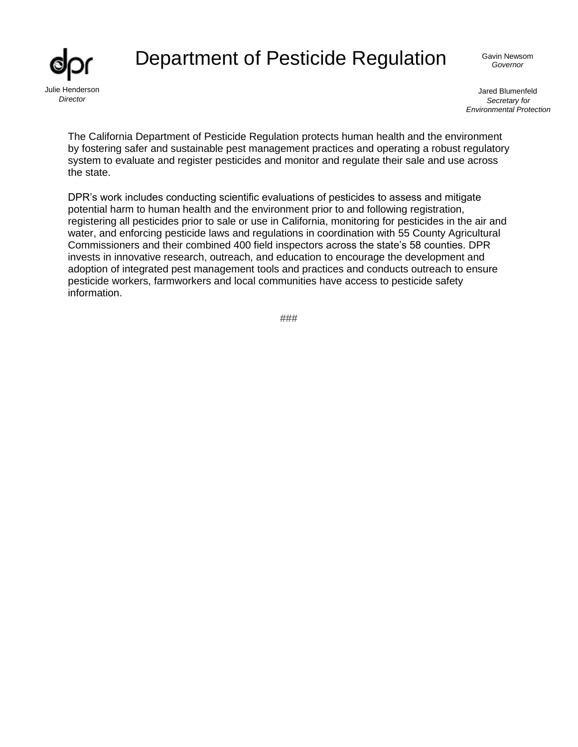# Department of Pesticide Regulation

Julie Henderson
*Director*

Gavin Newsom
*Governor*

Jared Blumenfeld
*Secretary for Environmental Protection*

The California Department of Pesticide Regulation protects human health and the environment by fostering safer and sustainable pest management practices and operating a robust regulatory system to evaluate and register pesticides and monitor and regulate their sale and use across the state.

DPR's work includes conducting scientific evaluations of pesticides to assess and mitigate potential harm to human health and the environment prior to and following registration, registering all pesticides prior to sale or use in California, monitoring for pesticides in the air and water, and enforcing pesticide laws and regulations in coordination with 55 County Agricultural Commissioners and their combined 400 field inspectors across the state's 58 counties. DPR invests in innovative research, outreach, and education to encourage the development and adoption of integrated pest management tools and practices and conducts outreach to ensure pesticide workers, farmworkers and local communities have access to pesticide safety information.

###